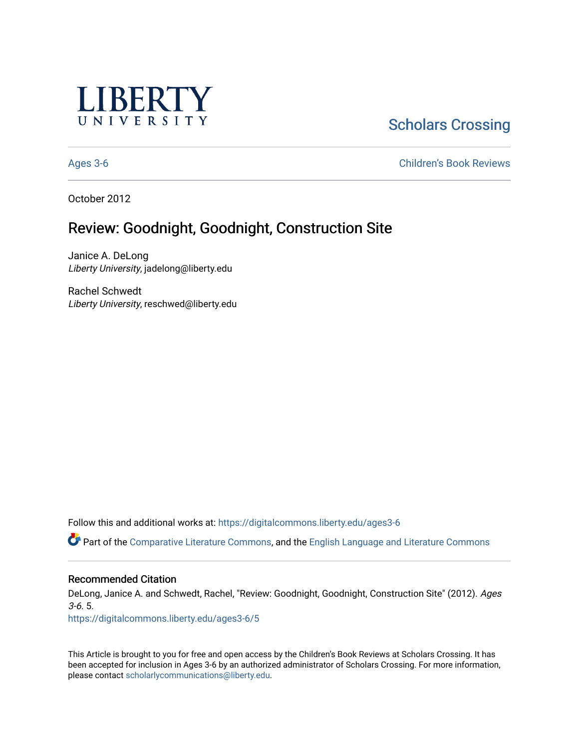LIBERTY UNIVERSITY

Scholars Crossing

Ages 3-6 | Children's Book Reviews

October 2012

# Review: Goodnight, Goodnight, Construction Site

Janice A. DeLong
*Liberty University*, jadelong@liberty.edu

Rachel Schwedt
*Liberty University*, reschwed@liberty.edu

Follow this and additional works at: https://digitalcommons.liberty.edu/ages3-6

Part of the Comparative Literature Commons, and the English Language and Literature Commons

## Recommended Citation

DeLong, Janice A. and Schwedt, Rachel, "Review: Goodnight, Goodnight, Construction Site" (2012). *Ages 3-6*. 5.
https://digitalcommons.liberty.edu/ages3-6/5

This Article is brought to you for free and open access by the Children's Book Reviews at Scholars Crossing. It has been accepted for inclusion in Ages 3-6 by an authorized administrator of Scholars Crossing. For more information, please contact scholarlycommunications@liberty.edu.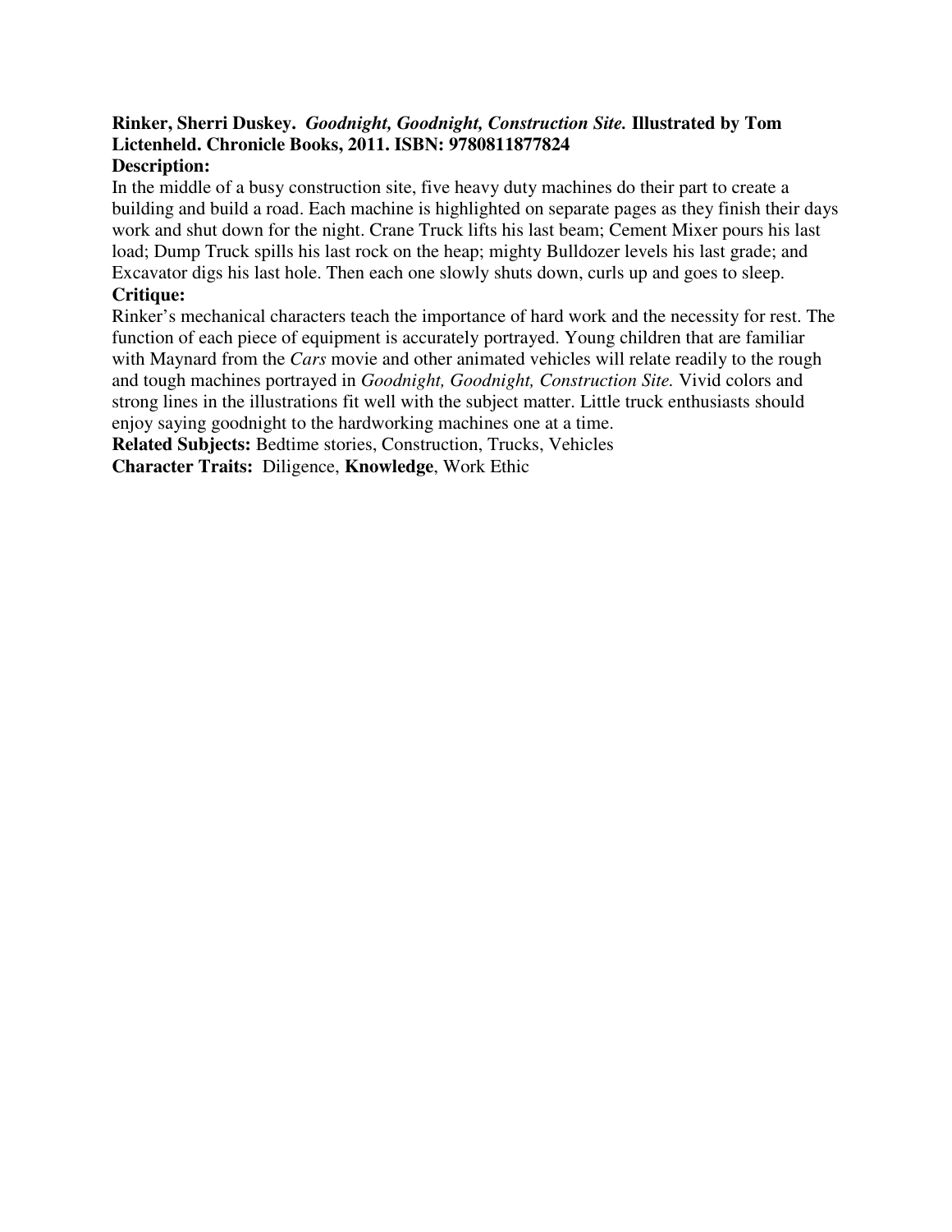**Rinker, Sherri Duskey.** ***Goodnight, Goodnight, Construction Site.*** **Illustrated by Tom Lictenheld. Chronicle Books, 2011. ISBN: 9780811877824**

**Description:**

In the middle of a busy construction site, five heavy duty machines do their part to create a building and build a road. Each machine is highlighted on separate pages as they finish their days work and shut down for the night. Crane Truck lifts his last beam; Cement Mixer pours his last load; Dump Truck spills his last rock on the heap; mighty Bulldozer levels his last grade; and Excavator digs his last hole. Then each one slowly shuts down, curls up and goes to sleep.

**Critique:**

Rinker's mechanical characters teach the importance of hard work and the necessity for rest. The function of each piece of equipment is accurately portrayed. Young children that are familiar with Maynard from the *Cars* movie and other animated vehicles will relate readily to the rough and tough machines portrayed in *Goodnight, Goodnight, Construction Site.* Vivid colors and strong lines in the illustrations fit well with the subject matter. Little truck enthusiasts should enjoy saying goodnight to the hardworking machines one at a time.

**Related Subjects:** Bedtime stories, Construction, Trucks, Vehicles

**Character Traits:** Diligence, **Knowledge**, Work Ethic